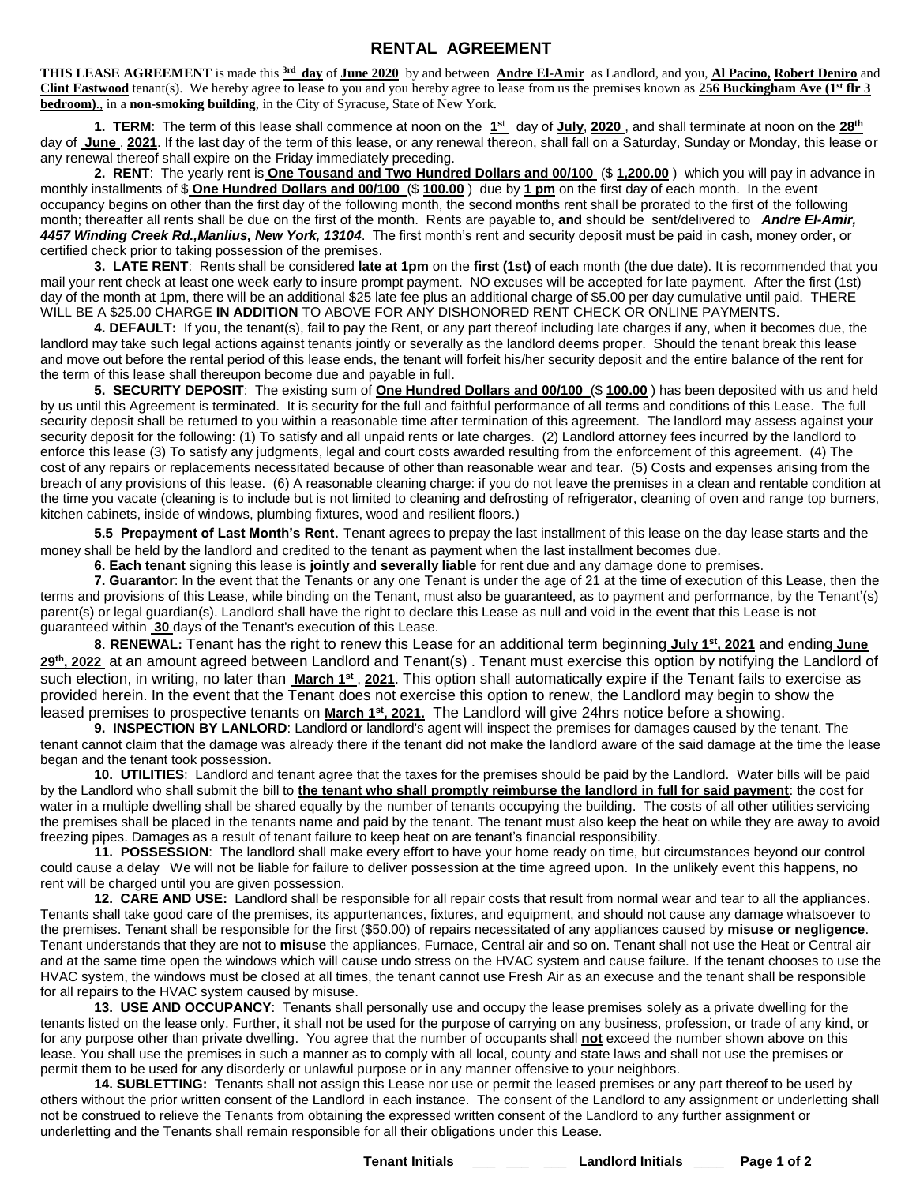# RENTAL AGREEMENT

**THIS LEASE AGREEMENT** is made this **3rd day** of **June 2020** by and between **Andre El-Amir** as Landlord, and you, **Al Pacino, Robert Deniro** and **Clint Eastwood** tenant(s). We hereby agree to lease to you and you hereby agree to lease from us the premises known as **256 Buckingham Ave (1st flr 3 bedroom)**., in a **non-smoking building**, in the City of Syracuse, State of New York.

**1. TERM**: The term of this lease shall commence at noon on the **1st** day of **July**, **2020** , and shall terminate at noon on the **28th** day of **June** , **2021**. If the last day of the term of this lease, or any renewal thereon, shall fall on a Saturday, Sunday or Monday, this lease or any renewal thereof shall expire on the Friday immediately preceding.

**2. RENT**: The yearly rent is **One Tousand and Two Hundred Dollars and 00/100** ($ **1,200.00** ) which you will pay in advance in monthly installments of $ **One Hundred Dollars and 00/100** ($ **100.00** ) due by **1 pm** on the first day of each month. In the event occupancy begins on other than the first day of the following month, the second months rent shall be prorated to the first of the following month; thereafter all rents shall be due on the first of the month. Rents are payable to, **and** should be sent/delivered to ***Andre El-Amir, 4457 Winding Creek Rd.,Manlius, New York, 13104***. The first month's rent and security deposit must be paid in cash, money order, or certified check prior to taking possession of the premises.

**3. LATE RENT**: Rents shall be considered **late at 1pm** on the **first (1st)** of each month (the due date). It is recommended that you mail your rent check at least one week early to insure prompt payment. NO excuses will be accepted for late payment. After the first (1st) day of the month at 1pm, there will be an additional $25 late fee plus an additional charge of $5.00 per day cumulative until paid. THERE WILL BE A $25.00 CHARGE **IN ADDITION** TO ABOVE FOR ANY DISHONORED RENT CHECK OR ONLINE PAYMENTS.

**4. DEFAULT:** If you, the tenant(s), fail to pay the Rent, or any part thereof including late charges if any, when it becomes due, the landlord may take such legal actions against tenants jointly or severally as the landlord deems proper. Should the tenant break this lease and move out before the rental period of this lease ends, the tenant will forfeit his/her security deposit and the entire balance of the rent for the term of this lease shall thereupon become due and payable in full.

**5. SECURITY DEPOSIT**: The existing sum of **One Hundred Dollars and 00/100** ($ **100.00** ) has been deposited with us and held by us until this Agreement is terminated. It is security for the full and faithful performance of all terms and conditions of this Lease. The full security deposit shall be returned to you within a reasonable time after termination of this agreement. The landlord may assess against your security deposit for the following: (1) To satisfy and all unpaid rents or late charges. (2) Landlord attorney fees incurred by the landlord to enforce this lease (3) To satisfy any judgments, legal and court costs awarded resulting from the enforcement of this agreement. (4) The cost of any repairs or replacements necessitated because of other than reasonable wear and tear. (5) Costs and expenses arising from the breach of any provisions of this lease. (6) A reasonable cleaning charge: if you do not leave the premises in a clean and rentable condition at the time you vacate (cleaning is to include but is not limited to cleaning and defrosting of refrigerator, cleaning of oven and range top burners, kitchen cabinets, inside of windows, plumbing fixtures, wood and resilient floors.)

**5.5 Prepayment of Last Month's Rent.** Tenant agrees to prepay the last installment of this lease on the day lease starts and the money shall be held by the landlord and credited to the tenant as payment when the last installment becomes due.

**6. Each tenant** signing this lease is **jointly and severally liable** for rent due and any damage done to premises.

**7. Guarantor**: In the event that the Tenants or any one Tenant is under the age of 21 at the time of execution of this Lease, then the terms and provisions of this Lease, while binding on the Tenant, must also be guaranteed, as to payment and performance, by the Tenant'(s) parent(s) or legal guardian(s). Landlord shall have the right to declare this Lease as null and void in the event that this Lease is not guaranteed within **30** days of the Tenant's execution of this Lease.

**8. RENEWAL:** Tenant has the right to renew this Lease for an additional term beginning **July 1st, 2021** and ending **June 29th, 2022** at an amount agreed between Landlord and Tenant(s) . Tenant must exercise this option by notifying the Landlord of such election, in writing, no later than **March 1st** , **2021**. This option shall automatically expire if the Tenant fails to exercise as provided herein. In the event that the Tenant does not exercise this option to renew, the Landlord may begin to show the leased premises to prospective tenants on **March 1st, 2021.** The Landlord will give 24hrs notice before a showing.

**9. INSPECTION BY LANLORD**: Landlord or landlord's agent will inspect the premises for damages caused by the tenant. The tenant cannot claim that the damage was already there if the tenant did not make the landlord aware of the said damage at the time the lease began and the tenant took possession.

**10. UTILITIES**: Landlord and tenant agree that the taxes for the premises should be paid by the Landlord. Water bills will be paid by the Landlord who shall submit the bill to **the tenant who shall promptly reimburse the landlord in full for said payment**: the cost for water in a multiple dwelling shall be shared equally by the number of tenants occupying the building. The costs of all other utilities servicing the premises shall be placed in the tenants name and paid by the tenant. The tenant must also keep the heat on while they are away to avoid freezing pipes. Damages as a result of tenant failure to keep heat on are tenant's financial responsibility.

**11. POSSESSION**: The landlord shall make every effort to have your home ready on time, but circumstances beyond our control could cause a delay We will not be liable for failure to deliver possession at the time agreed upon. In the unlikely event this happens, no rent will be charged until you are given possession.

**12. CARE AND USE:** Landlord shall be responsible for all repair costs that result from normal wear and tear to all the appliances. Tenants shall take good care of the premises, its appurtenances, fixtures, and equipment, and should not cause any damage whatsoever to the premises. Tenant shall be responsible for the first ($50.00) of repairs necessitated of any appliances caused by **misuse or negligence**. Tenant understands that they are not to **misuse** the appliances, Furnace, Central air and so on. Tenant shall not use the Heat or Central air and at the same time open the windows which will cause undo stress on the HVAC system and cause failure. If the tenant chooses to use the HVAC system, the windows must be closed at all times, the tenant cannot use Fresh Air as an execuse and the tenant shall be responsible for all repairs to the HVAC system caused by misuse.

**13. USE AND OCCUPANCY**: Tenants shall personally use and occupy the lease premises solely as a private dwelling for the tenants listed on the lease only. Further, it shall not be used for the purpose of carrying on any business, profession, or trade of any kind, or for any purpose other than private dwelling. You agree that the number of occupants shall **not** exceed the number shown above on this lease. You shall use the premises in such a manner as to comply with all local, county and state laws and shall not use the premises or permit them to be used for any disorderly or unlawful purpose or in any manner offensive to your neighbors.

**14. SUBLETTING:** Tenants shall not assign this Lease nor use or permit the leased premises or any part thereof to be used by others without the prior written consent of the Landlord in each instance. The consent of the Landlord to any assignment or underletting shall not be construed to relieve the Tenants from obtaining the expressed written consent of the Landlord to any further assignment or underletting and the Tenants shall remain responsible for all their obligations under this Lease.

**Tenant Initials** ___ ___ ___ **Landlord Initials** ____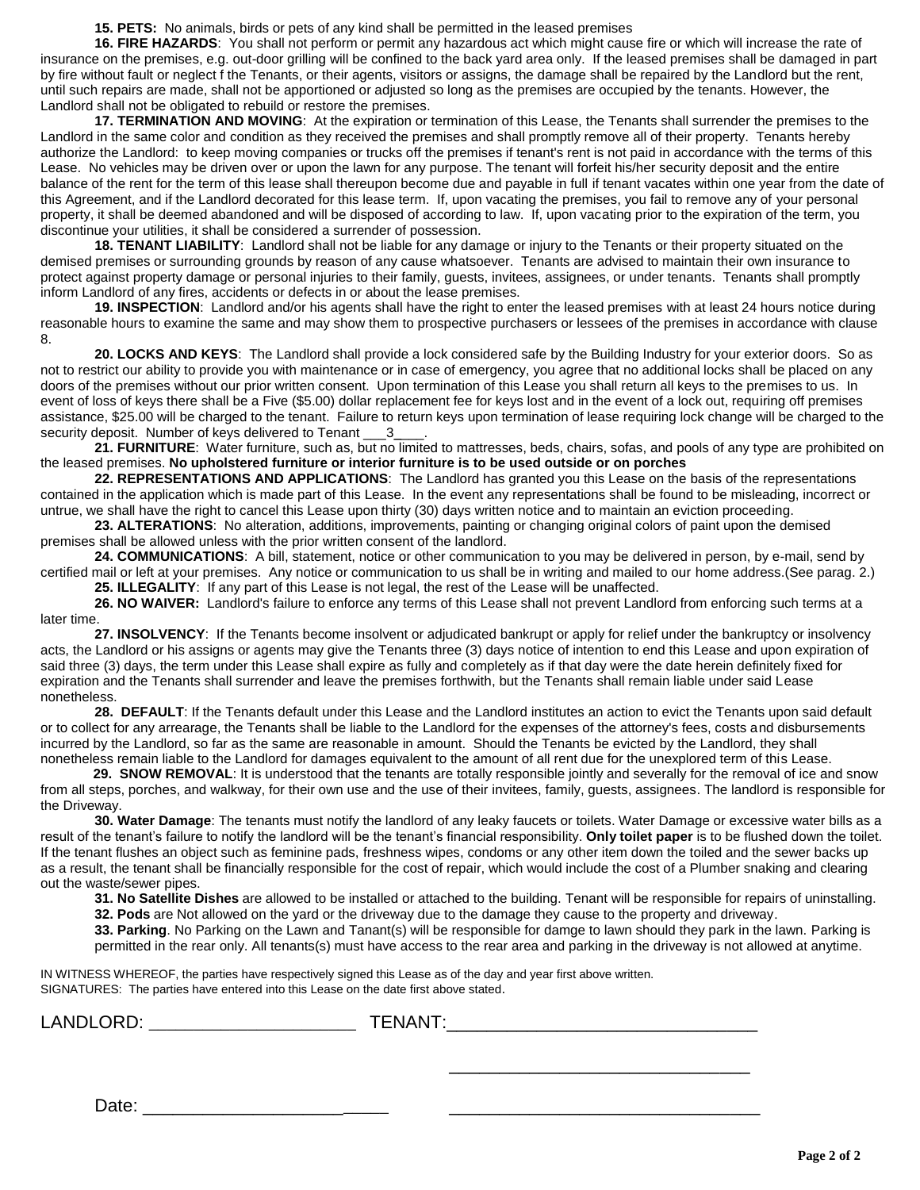**15. PETS:** No animals, birds or pets of any kind shall be permitted in the leased premises

**16. FIRE HAZARDS**: You shall not perform or permit any hazardous act which might cause fire or which will increase the rate of insurance on the premises, e.g. out-door grilling will be confined to the back yard area only. If the leased premises shall be damaged in part by fire without fault or neglect f the Tenants, or their agents, visitors or assigns, the damage shall be repaired by the Landlord but the rent, until such repairs are made, shall not be apportioned or adjusted so long as the premises are occupied by the tenants. However, the Landlord shall not be obligated to rebuild or restore the premises.

**17. TERMINATION AND MOVING**: At the expiration or termination of this Lease, the Tenants shall surrender the premises to the Landlord in the same color and condition as they received the premises and shall promptly remove all of their property. Tenants hereby authorize the Landlord: to keep moving companies or trucks off the premises if tenant's rent is not paid in accordance with the terms of this Lease. No vehicles may be driven over or upon the lawn for any purpose. The tenant will forfeit his/her security deposit and the entire balance of the rent for the term of this lease shall thereupon become due and payable in full if tenant vacates within one year from the date of this Agreement, and if the Landlord decorated for this lease term. If, upon vacating the premises, you fail to remove any of your personal property, it shall be deemed abandoned and will be disposed of according to law. If, upon vacating prior to the expiration of the term, you discontinue your utilities, it shall be considered a surrender of possession.

**18. TENANT LIABILITY**: Landlord shall not be liable for any damage or injury to the Tenants or their property situated on the demised premises or surrounding grounds by reason of any cause whatsoever. Tenants are advised to maintain their own insurance to protect against property damage or personal injuries to their family, guests, invitees, assignees, or under tenants. Tenants shall promptly inform Landlord of any fires, accidents or defects in or about the lease premises.

**19. INSPECTION**: Landlord and/or his agents shall have the right to enter the leased premises with at least 24 hours notice during reasonable hours to examine the same and may show them to prospective purchasers or lessees of the premises in accordance with clause 8.

**20. LOCKS AND KEYS**: The Landlord shall provide a lock considered safe by the Building Industry for your exterior doors. So as not to restrict our ability to provide you with maintenance or in case of emergency, you agree that no additional locks shall be placed on any doors of the premises without our prior written consent. Upon termination of this Lease you shall return all keys to the premises to us. In event of loss of keys there shall be a Five ($5.00) dollar replacement fee for keys lost and in the event of a lock out, requiring off premises assistance, $25.00 will be charged to the tenant. Failure to return keys upon termination of lease requiring lock change will be charged to the security deposit. Number of keys delivered to Tenant ___3____.

**21. FURNITURE**: Water furniture, such as, but no limited to mattresses, beds, chairs, sofas, and pools of any type are prohibited on the leased premises. **No upholstered furniture or interior furniture is to be used outside or on porches**

**22. REPRESENTATIONS AND APPLICATIONS**: The Landlord has granted you this Lease on the basis of the representations contained in the application which is made part of this Lease. In the event any representations shall be found to be misleading, incorrect or untrue, we shall have the right to cancel this Lease upon thirty (30) days written notice and to maintain an eviction proceeding.

**23. ALTERATIONS**: No alteration, additions, improvements, painting or changing original colors of paint upon the demised premises shall be allowed unless with the prior written consent of the landlord.

**24. COMMUNICATIONS**: A bill, statement, notice or other communication to you may be delivered in person, by e-mail, send by certified mail or left at your premises. Any notice or communication to us shall be in writing and mailed to our home address.(See parag. 2.)

**25. ILLEGALITY**: If any part of this Lease is not legal, the rest of the Lease will be unaffected.

**26. NO WAIVER:** Landlord's failure to enforce any terms of this Lease shall not prevent Landlord from enforcing such terms at a later time.

**27. INSOLVENCY**: If the Tenants become insolvent or adjudicated bankrupt or apply for relief under the bankruptcy or insolvency acts, the Landlord or his assigns or agents may give the Tenants three (3) days notice of intention to end this Lease and upon expiration of said three (3) days, the term under this Lease shall expire as fully and completely as if that day were the date herein definitely fixed for expiration and the Tenants shall surrender and leave the premises forthwith, but the Tenants shall remain liable under said Lease nonetheless.

**28. DEFAULT**: If the Tenants default under this Lease and the Landlord institutes an action to evict the Tenants upon said default or to collect for any arrearage, the Tenants shall be liable to the Landlord for the expenses of the attorney's fees, costs and disbursements incurred by the Landlord, so far as the same are reasonable in amount. Should the Tenants be evicted by the Landlord, they shall nonetheless remain liable to the Landlord for damages equivalent to the amount of all rent due for the unexplored term of this Lease.

**29. SNOW REMOVAL**: It is understood that the tenants are totally responsible jointly and severally for the removal of ice and snow from all steps, porches, and walkway, for their own use and the use of their invitees, family, guests, assignees. The landlord is responsible for the Driveway.

**30. Water Damage**: The tenants must notify the landlord of any leaky faucets or toilets. Water Damage or excessive water bills as a result of the tenant's failure to notify the landlord will be the tenant's financial responsibility. **Only toilet paper** is to be flushed down the toilet. If the tenant flushes an object such as feminine pads, freshness wipes, condoms or any other item down the toiled and the sewer backs up as a result, the tenant shall be financially responsible for the cost of repair, which would include the cost of a Plumber snaking and clearing out the waste/sewer pipes.

**31. No Satellite Dishes** are allowed to be installed or attached to the building. Tenant will be responsible for repairs of uninstalling.

**32. Pods** are Not allowed on the yard or the driveway due to the damage they cause to the property and driveway.

**33. Parking**. No Parking on the Lawn and Tanant(s) will be responsible for damge to lawn should they park in the lawn. Parking is permitted in the rear only. All tenants(s) must have access to the rear area and parking in the driveway is not allowed at anytime.

IN WITNESS WHEREOF, the parties have respectively signed this Lease as of the day and year first above written.
SIGNATURES: The parties have entered into this Lease on the date first above stated.

LANDLORD: _____________________ TENANT: ________________________________

________________________________

Date: __________________________ ________________________________